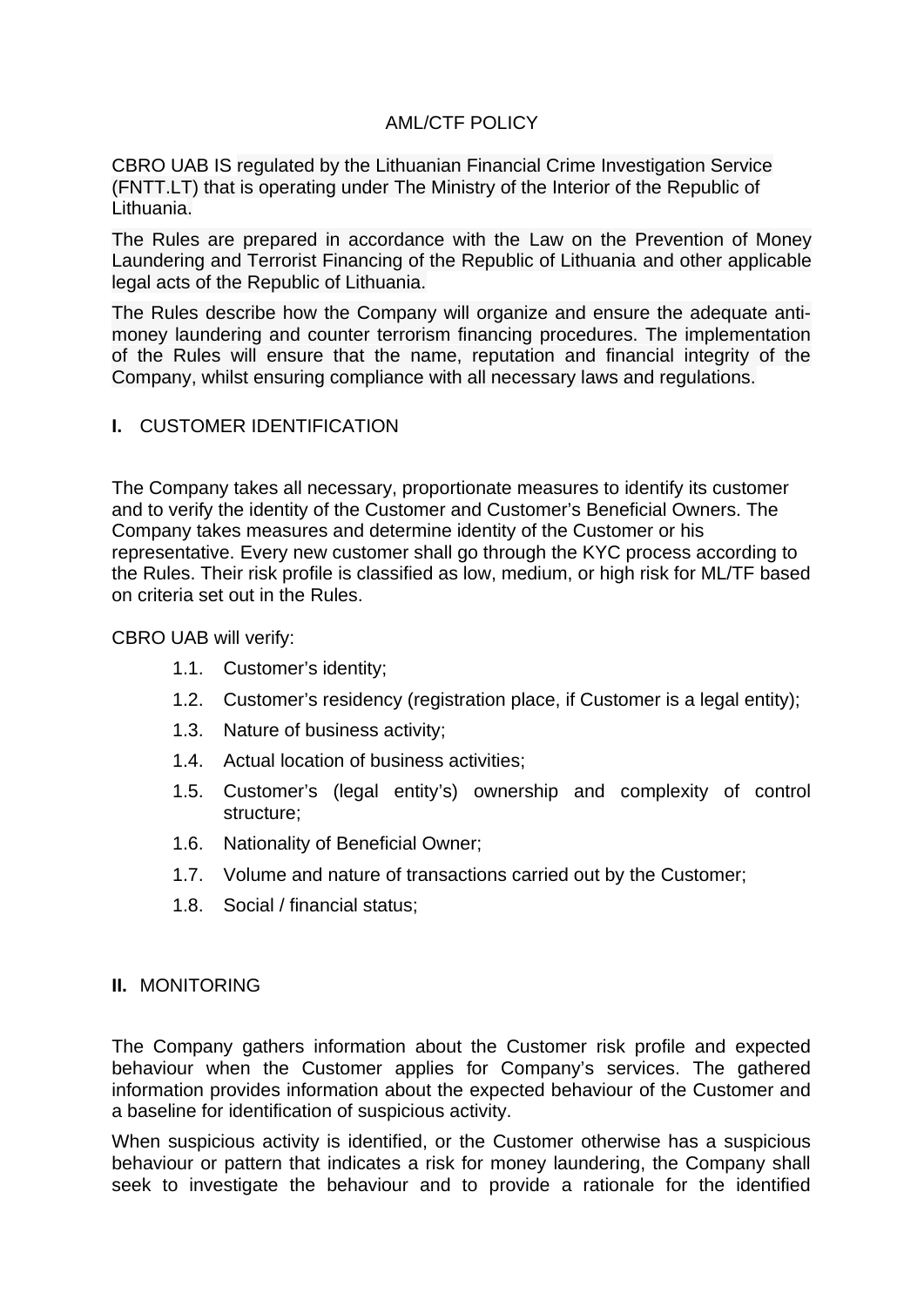# AML/CTF POLICY

CBRO UAB IS regulated by the Lithuanian Financial Crime Investigation Service (FNTT.LT) that is operating under The Ministry of the Interior of the Republic of Lithuania.

The Rules are prepared in accordance with the Law on the Prevention of Money Laundering and Terrorist Financing of the Republic of Lithuania and other applicable legal acts of the Republic of Lithuania.

The Rules describe how the Company will organize and ensure the adequate anti-money laundering and counter terrorism financing procedures. The implementation of the Rules will ensure that the name, reputation and financial integrity of the Company, whilst ensuring compliance with all necessary laws and regulations.

## **I.** CUSTOMER IDENTIFICATION

The Company takes all necessary, proportionate measures to identify its customer and to verify the identity of the Customer and Customer's Beneficial Owners. The Company takes measures and determine identity of the Customer or his representative. Every new customer shall go through the KYC process according to the Rules. Their risk profile is classified as low, medium, or high risk for ML/TF based on criteria set out in the Rules.

CBRO UAB will verify:

- 1.1. Customer's identity;
- 1.2. Customer's residency (registration place, if Customer is a legal entity);
- 1.3. Nature of business activity;
- 1.4. Actual location of business activities;
- 1.5. Customer's (legal entity's) ownership and complexity of control structure;
- 1.6. Nationality of Beneficial Owner;
- 1.7. Volume and nature of transactions carried out by the Customer;
- 1.8. Social / financial status;

## **II.** MONITORING

The Company gathers information about the Customer risk profile and expected behaviour when the Customer applies for Company's services. The gathered information provides information about the expected behaviour of the Customer and a baseline for identification of suspicious activity.

When suspicious activity is identified, or the Customer otherwise has a suspicious behaviour or pattern that indicates a risk for money laundering, the Company shall seek to investigate the behaviour and to provide a rationale for the identified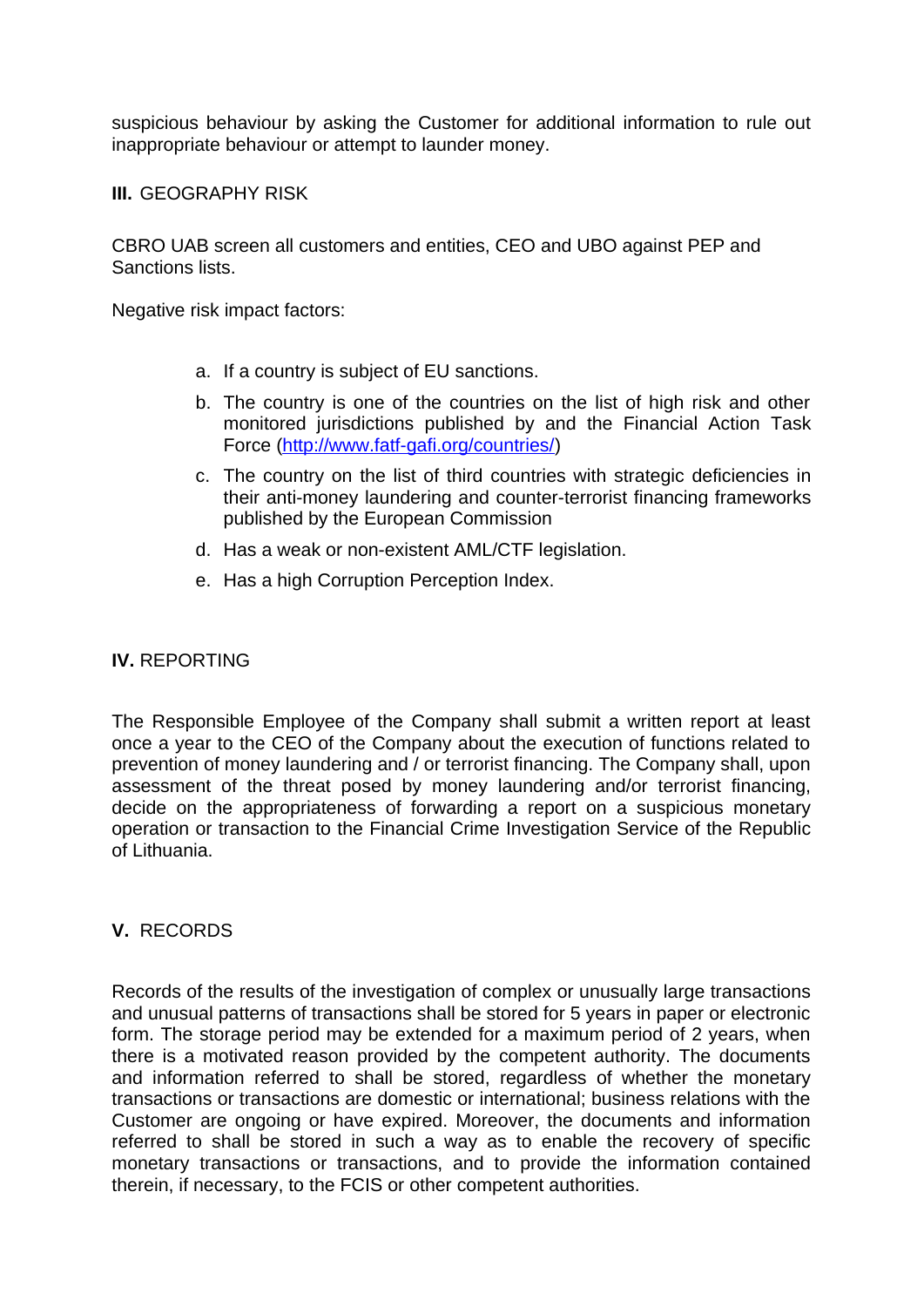suspicious behaviour by asking the Customer for additional information to rule out inappropriate behaviour or attempt to launder money.

**III.** GEOGRAPHY RISK

CBRO UAB screen all customers and entities, CEO and UBO against PEP and Sanctions lists.

Negative risk impact factors:

a. If a country is subject of EU sanctions.
b. The country is one of the countries on the list of high risk and other monitored jurisdictions published by and the Financial Action Task Force (http://www.fatf-gafi.org/countries/)
c. The country on the list of third countries with strategic deficiencies in their anti-money laundering and counter-terrorist financing frameworks published by the European Commission
d. Has a weak or non-existent AML/CTF legislation.
e. Has a high Corruption Perception Index.

**IV.** REPORTING

The Responsible Employee of the Company shall submit a written report at least once a year to the CEO of the Company about the execution of functions related to prevention of money laundering and / or terrorist financing. The Company shall, upon assessment of the threat posed by money laundering and/or terrorist financing, decide on the appropriateness of forwarding a report on a suspicious monetary operation or transaction to the Financial Crime Investigation Service of the Republic of Lithuania.

**V.** RECORDS

Records of the results of the investigation of complex or unusually large transactions and unusual patterns of transactions shall be stored for 5 years in paper or electronic form. The storage period may be extended for a maximum period of 2 years, when there is a motivated reason provided by the competent authority. The documents and information referred to shall be stored, regardless of whether the monetary transactions or transactions are domestic or international; business relations with the Customer are ongoing or have expired. Moreover, the documents and information referred to shall be stored in such a way as to enable the recovery of specific monetary transactions or transactions, and to provide the information contained therein, if necessary, to the FCIS or other competent authorities.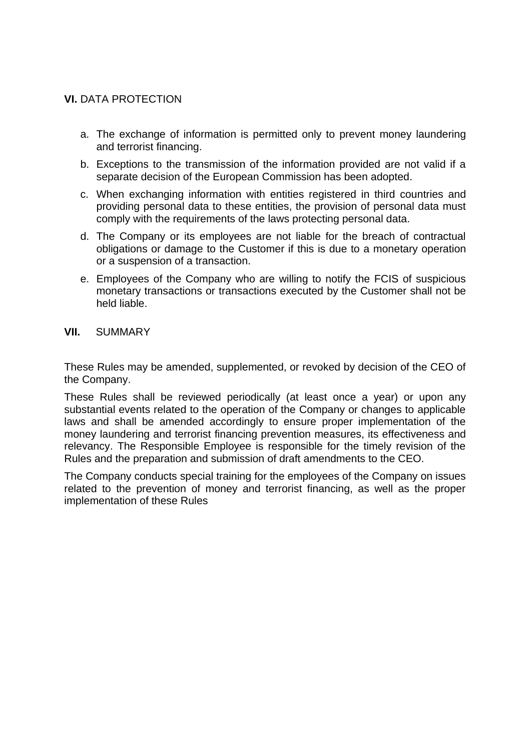## **VI.** DATA PROTECTION

a. The exchange of information is permitted only to prevent money laundering and terrorist financing.

b. Exceptions to the transmission of the information provided are not valid if a separate decision of the European Commission has been adopted.

c. When exchanging information with entities registered in third countries and providing personal data to these entities, the provision of personal data must comply with the requirements of the laws protecting personal data.

d. The Company or its employees are not liable for the breach of contractual obligations or damage to the Customer if this is due to a monetary operation or a suspension of a transaction.

e. Employees of the Company who are willing to notify the FCIS of suspicious monetary transactions or transactions executed by the Customer shall not be held liable.

## **VII.** SUMMARY

These Rules may be amended, supplemented, or revoked by decision of the CEO of the Company.

These Rules shall be reviewed periodically (at least once a year) or upon any substantial events related to the operation of the Company or changes to applicable laws and shall be amended accordingly to ensure proper implementation of the money laundering and terrorist financing prevention measures, its effectiveness and relevancy. The Responsible Employee is responsible for the timely revision of the Rules and the preparation and submission of draft amendments to the CEO.

The Company conducts special training for the employees of the Company on issues related to the prevention of money and terrorist financing, as well as the proper implementation of these Rules